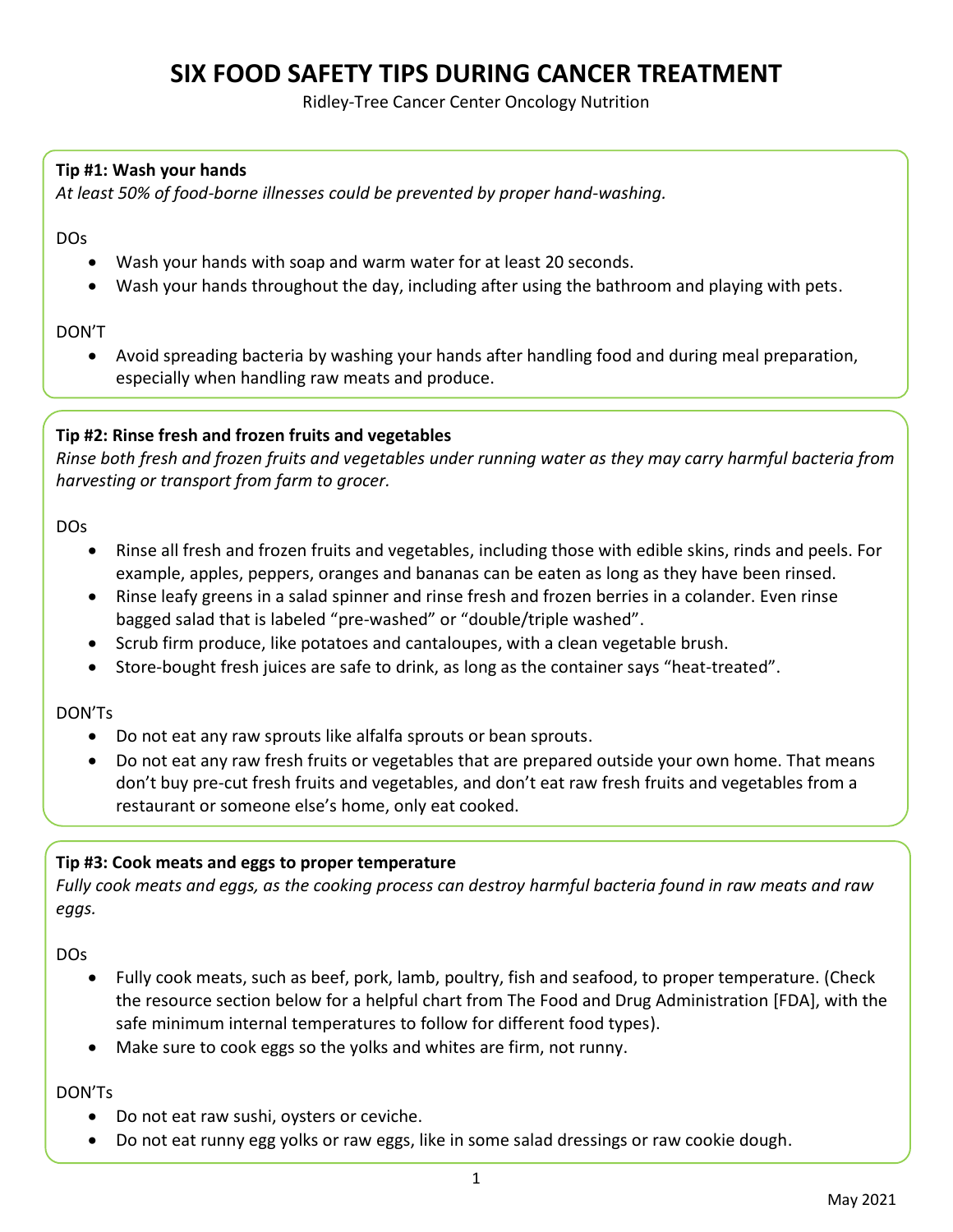# SIX FOOD SAFETY TIPS DURING CANCER TREATMENT

Ridley-Tree Cancer Center Oncology Nutrition

**Tip #1: Wash your hands**

*At least 50% of food-borne illnesses could be prevented by proper hand-washing.*

DOs

- Wash your hands with soap and warm water for at least 20 seconds.
- Wash your hands throughout the day, including after using the bathroom and playing with pets.

DON'T

- Avoid spreading bacteria by washing your hands after handling food and during meal preparation, especially when handling raw meats and produce.

**Tip #2: Rinse fresh and frozen fruits and vegetables**

*Rinse both fresh and frozen fruits and vegetables under running water as they may carry harmful bacteria from harvesting or transport from farm to grocer.*

DOs

- Rinse all fresh and frozen fruits and vegetables, including those with edible skins, rinds and peels. For example, apples, peppers, oranges and bananas can be eaten as long as they have been rinsed.
- Rinse leafy greens in a salad spinner and rinse fresh and frozen berries in a colander. Even rinse bagged salad that is labeled "pre-washed" or "double/triple washed".
- Scrub firm produce, like potatoes and cantaloupes, with a clean vegetable brush.
- Store-bought fresh juices are safe to drink, as long as the container says "heat-treated".

DON'Ts

- Do not eat any raw sprouts like alfalfa sprouts or bean sprouts.
- Do not eat any raw fresh fruits or vegetables that are prepared outside your own home. That means don't buy pre-cut fresh fruits and vegetables, and don't eat raw fresh fruits and vegetables from a restaurant or someone else's home, only eat cooked.

**Tip #3: Cook meats and eggs to proper temperature**

*Fully cook meats and eggs, as the cooking process can destroy harmful bacteria found in raw meats and raw eggs.*

DOs

- Fully cook meats, such as beef, pork, lamb, poultry, fish and seafood, to proper temperature. (Check the resource section below for a helpful chart from The Food and Drug Administration [FDA], with the safe minimum internal temperatures to follow for different food types).
- Make sure to cook eggs so the yolks and whites are firm, not runny.

DON'Ts

- Do not eat raw sushi, oysters or ceviche.
- Do not eat runny egg yolks or raw eggs, like in some salad dressings or raw cookie dough.

May 2021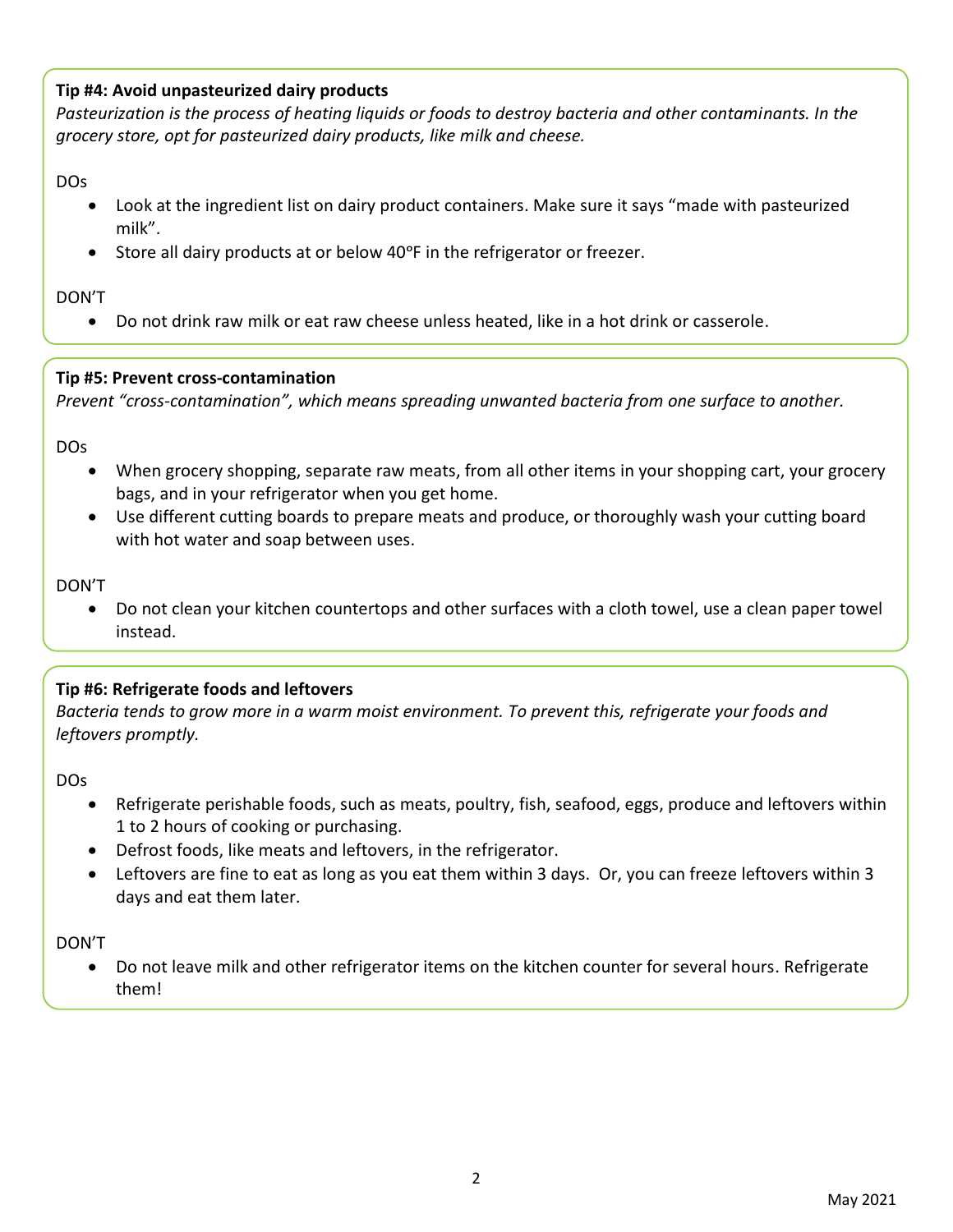**Tip #4: Avoid unpasteurized dairy products**

*Pasteurization is the process of heating liquids or foods to destroy bacteria and other contaminants. In the grocery store, opt for pasteurized dairy products, like milk and cheese.*

DOs

- Look at the ingredient list on dairy product containers. Make sure it says "made with pasteurized milk".
- Store all dairy products at or below 40°F in the refrigerator or freezer.

DON'T

- Do not drink raw milk or eat raw cheese unless heated, like in a hot drink or casserole.

**Tip #5: Prevent cross-contamination**

*Prevent "cross-contamination", which means spreading unwanted bacteria from one surface to another.*

DOs

- When grocery shopping, separate raw meats, from all other items in your shopping cart, your grocery bags, and in your refrigerator when you get home.
- Use different cutting boards to prepare meats and produce, or thoroughly wash your cutting board with hot water and soap between uses.

DON'T

- Do not clean your kitchen countertops and other surfaces with a cloth towel, use a clean paper towel instead.

**Tip #6: Refrigerate foods and leftovers**

*Bacteria tends to grow more in a warm moist environment. To prevent this, refrigerate your foods and leftovers promptly.*

DOs

- Refrigerate perishable foods, such as meats, poultry, fish, seafood, eggs, produce and leftovers within 1 to 2 hours of cooking or purchasing.
- Defrost foods, like meats and leftovers, in the refrigerator.
- Leftovers are fine to eat as long as you eat them within 3 days. Or, you can freeze leftovers within 3 days and eat them later.

DON'T

- Do not leave milk and other refrigerator items on the kitchen counter for several hours. Refrigerate them!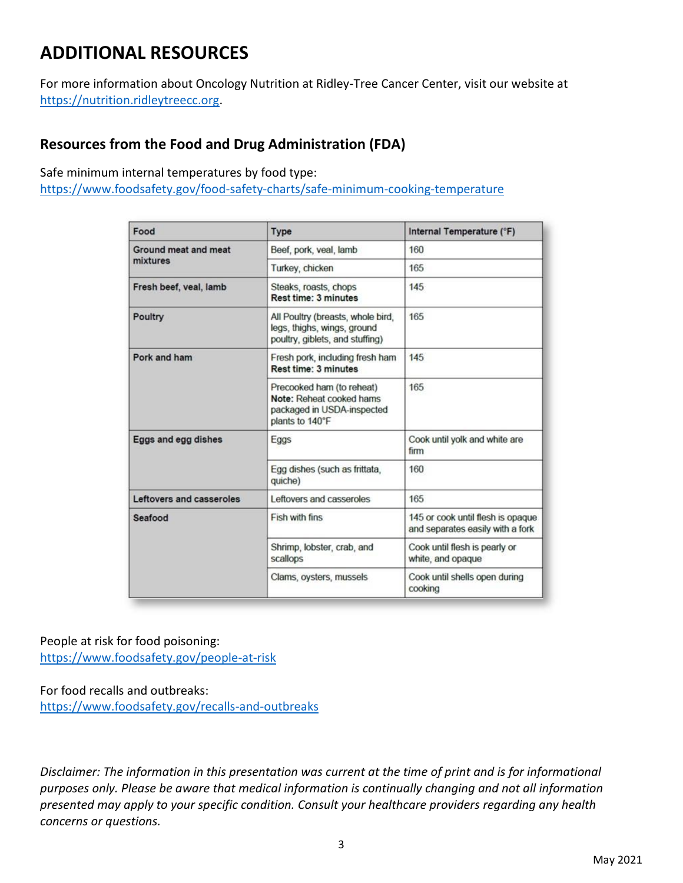# ADDITIONAL RESOURCES

For more information about Oncology Nutrition at Ridley-Tree Cancer Center, visit our website at https://nutrition.ridleytreecc.org.

## Resources from the Food and Drug Administration (FDA)

Safe minimum internal temperatures by food type:
https://www.foodsafety.gov/food-safety-charts/safe-minimum-cooking-temperature

| Food | Type | Internal Temperature (°F) |
|---|---|---|
| **Ground meat and meat mixtures** | Beef, pork, veal, lamb | 160 |
| | Turkey, chicken | 165 |
| **Fresh beef, veal, lamb** | Steaks, roasts, chops **Rest time: 3 minutes** | 145 |
| **Poultry** | All Poultry (breasts, whole bird, legs, thighs, wings, ground poultry, giblets, and stuffing) | 165 |
| **Pork and ham** | Fresh pork, including fresh ham **Rest time: 3 minutes** | 145 |
| | Precooked ham (to reheat) **Note:** Reheat cooked hams packaged in USDA-inspected plants to 140°F | 165 |
| **Eggs and egg dishes** | Eggs | Cook until yolk and white are firm |
| | Egg dishes (such as frittata, quiche) | 160 |
| **Leftovers and casseroles** | Leftovers and casseroles | 165 |
| **Seafood** | Fish with fins | 145 or cook until flesh is opaque and separates easily with a fork |
| | Shrimp, lobster, crab, and scallops | Cook until flesh is pearly or white, and opaque |
| | Clams, oysters, mussels | Cook until shells open during cooking |

People at risk for food poisoning:
https://www.foodsafety.gov/people-at-risk

For food recalls and outbreaks:
https://www.foodsafety.gov/recalls-and-outbreaks

*Disclaimer: The information in this presentation was current at the time of print and is for informational purposes only. Please be aware that medical information is continually changing and not all information presented may apply to your specific condition. Consult your healthcare providers regarding any health concerns or questions.*

May 2021